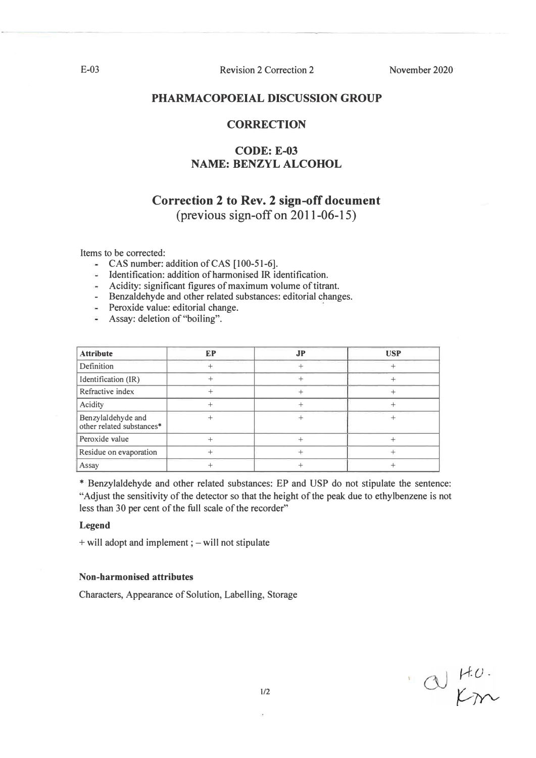E-03 Revision 2 Correction 2 November 2020

## PHARMACOPOEIAL DISCUSSION GROUP

## CORRECTION

### CODE: E-03
### NAME: BENZYL ALCOHOL

## Correction 2 to Rev. 2 sign-off document
(previous sign-off on 2011-06-15)

Items to be corrected:

- CAS number: addition of CAS [100-51-6].
- Identification: addition of harmonised IR identification.
- Acidity: significant figures of maximum volume of titrant.
- Benzaldehyde and other related substances: editorial changes.
- Peroxide value: editorial change.
- Assay: deletion of "boiling".

| Attribute | EP | JP | USP |
|---|---|---|---|
| Definition | + | + | + |
| Identification (IR) | + | + | + |
| Refractive index | + | + | + |
| Acidity | + | + | + |
| Benzylaldehyde and other related substances* | + | + | + |
| Peroxide value | + | + | + |
| Residue on evaporation | + | + | + |
| Assay | + | + | + |

* Benzylaldehyde and other related substances: EP and USP do not stipulate the sentence: "Adjust the sensitivity of the detector so that the height of the peak due to ethylbenzene is not less than 30 per cent of the full scale of the recorder"

**Legend**

+ will adopt and implement ; – will not stipulate

**Non-harmonised attributes**

Characters, Appearance of Solution, Labelling, Storage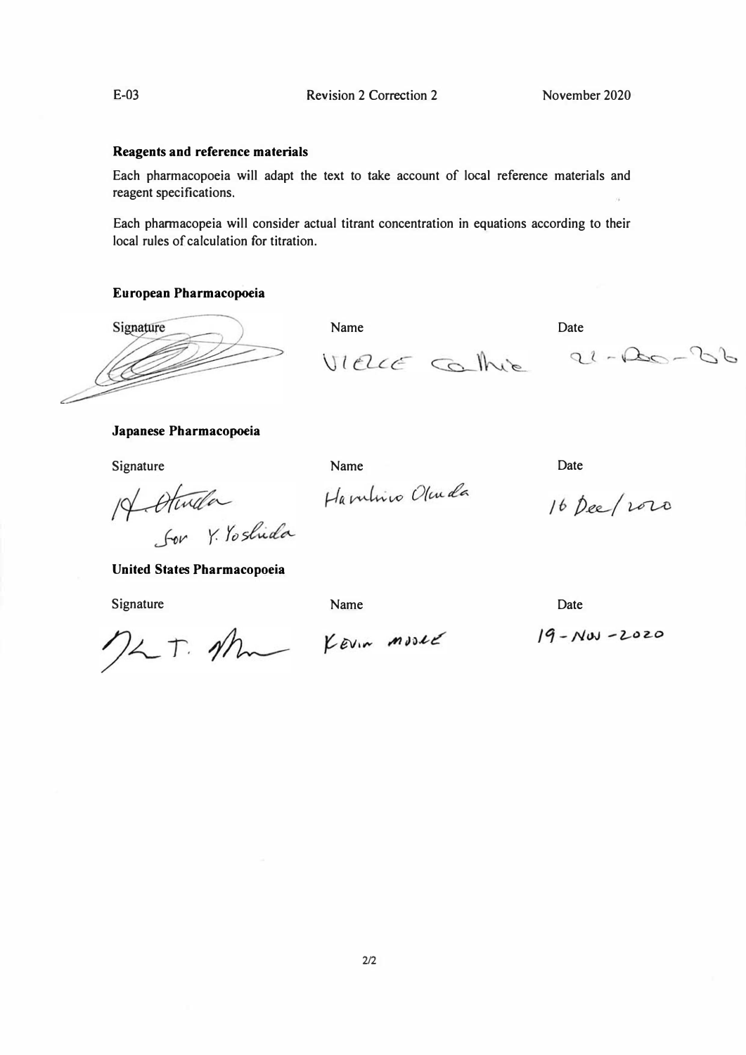## Reagents and reference materials

Each pharmacopoeia will adapt the text to take account of local reference materials and reagent specifications.

Each pharmacopeia will consider actual titrant concentration in equations according to their local rules of calculation for titration.

### European Pharmacopoeia

| Signature | Name | Date |
|---|---|---|
| *(signature)* | Vieve Cathie | 21-Dec-20 |

### Japanese Pharmacopoeia

| Signature | Name | Date |
|---|---|---|
| H. Okuda for Y. Yoshida | Haruhiro Okuda | 16 Dec/2020 |

### United States Pharmacopoeia

| Signature | Name | Date |
|---|---|---|
| *(signature)* | KEVIN MOORE | 19-NOV-2020 |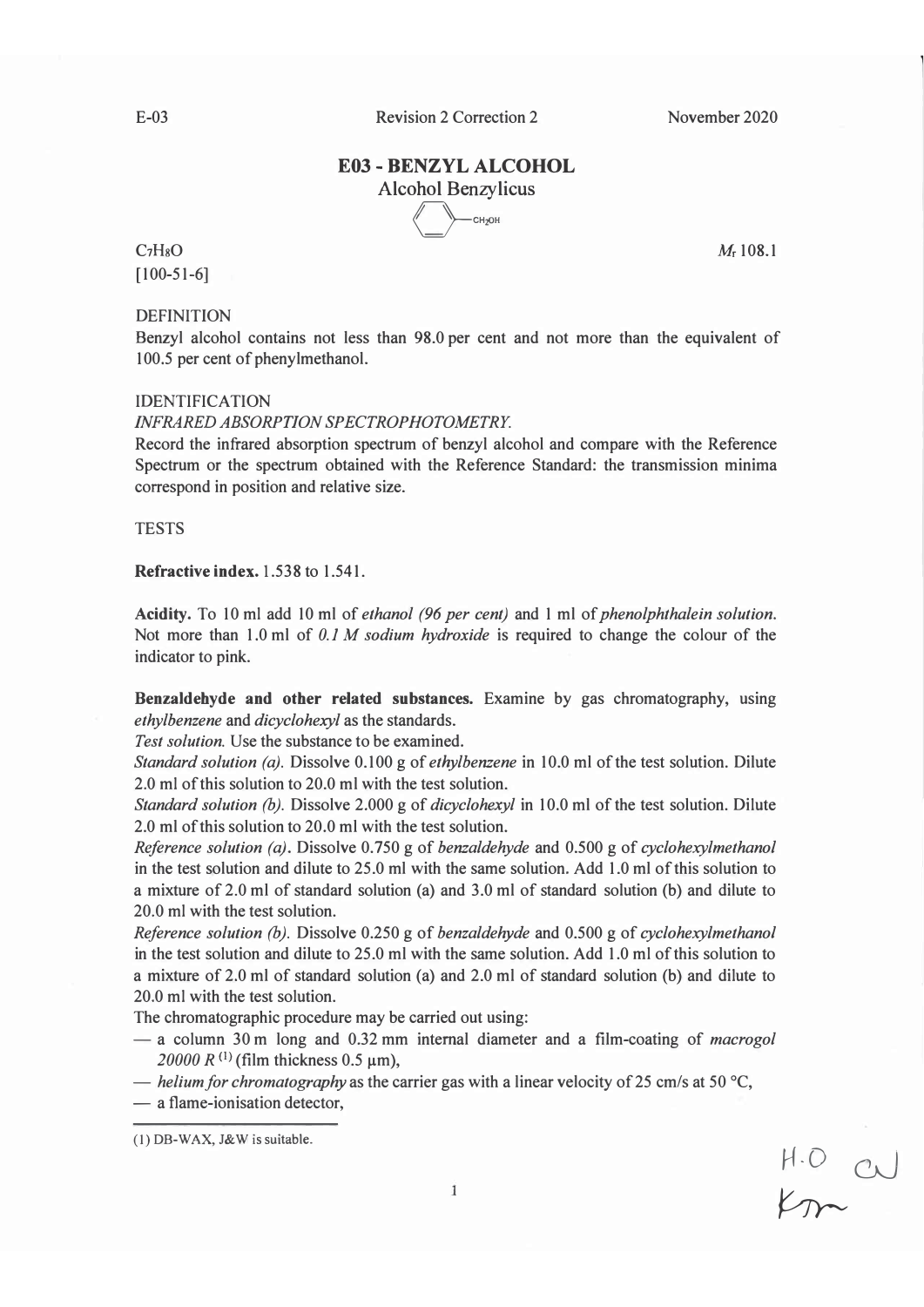// E-03 Revision 2 Correction 2 November 2020 is a running header; omit.

# E03 - BENZYL ALCOHOL

Alcohol Benzylicus

$C_7H_8O$

[100-51-6]

$M_r$ 108.1

DEFINITION

Benzyl alcohol contains not less than 98.0 per cent and not more than the equivalent of 100.5 per cent of phenylmethanol.

IDENTIFICATION

*INFRARED ABSORPTION SPECTROPHOTOMETRY.*

Record the infrared absorption spectrum of benzyl alcohol and compare with the Reference Spectrum or the spectrum obtained with the Reference Standard: the transmission minima correspond in position and relative size.

TESTS

**Refractive index.** 1.538 to 1.541.

**Acidity.** To 10 ml add 10 ml of *ethanol (96 per cent)* and 1 ml of *phenolphthalein solution.* Not more than 1.0 ml of *0.1 M sodium hydroxide* is required to change the colour of the indicator to pink.

**Benzaldehyde and other related substances.** Examine by gas chromatography, using *ethylbenzene* and *dicyclohexyl* as the standards.

*Test solution.* Use the substance to be examined.

*Standard solution (a).* Dissolve 0.100 g of *ethylbenzene* in 10.0 ml of the test solution. Dilute 2.0 ml of this solution to 20.0 ml with the test solution.

*Standard solution (b).* Dissolve 2.000 g of *dicyclohexyl* in 10.0 ml of the test solution. Dilute 2.0 ml of this solution to 20.0 ml with the test solution.

*Reference solution (a).* Dissolve 0.750 g of *benzaldehyde* and 0.500 g of *cyclohexylmethanol* in the test solution and dilute to 25.0 ml with the same solution. Add 1.0 ml of this solution to a mixture of 2.0 ml of standard solution (a) and 3.0 ml of standard solution (b) and dilute to 20.0 ml with the test solution.

*Reference solution (b).* Dissolve 0.250 g of *benzaldehyde* and 0.500 g of *cyclohexylmethanol* in the test solution and dilute to 25.0 ml with the same solution. Add 1.0 ml of this solution to a mixture of 2.0 ml of standard solution (a) and 2.0 ml of standard solution (b) and dilute to 20.0 ml with the test solution.

The chromatographic procedure may be carried out using:

- a column 30 m long and 0.32 mm internal diameter and a film-coating of *macrogol 20000 R* [(1)] (film thickness 0.5 µm),
- *helium for chromatography* as the carrier gas with a linear velocity of 25 cm/s at 50 °C,
- a flame-ionisation detector,

(1) DB-WAX, J&W is suitable.

H.O CJ
KM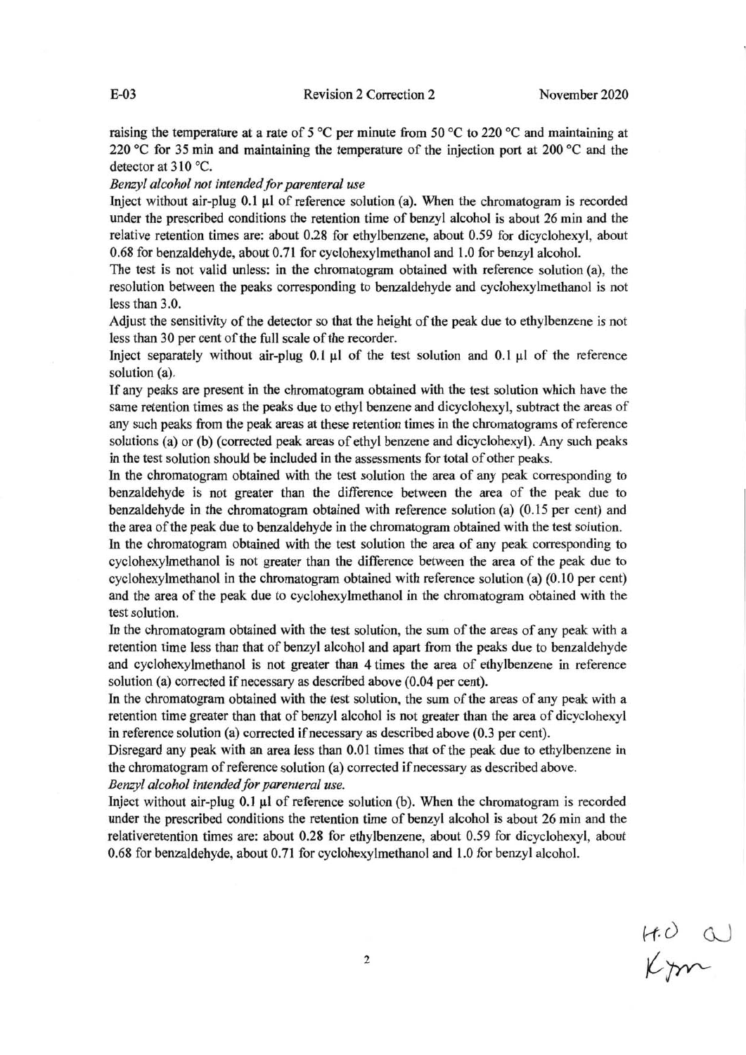raising the temperature at a rate of 5 °C per minute from 50 °C to 220 °C and maintaining at 220 °C for 35 min and maintaining the temperature of the injection port at 200 °C and the detector at 310 °C.

*Benzyl alcohol not intended for parenteral use*

Inject without air-plug 0.1 µl of reference solution (a). When the chromatogram is recorded under the prescribed conditions the retention time of benzyl alcohol is about 26 min and the relative retention times are: about 0.28 for ethylbenzene, about 0.59 for dicyclohexyl, about 0.68 for benzaldehyde, about 0.71 for cyclohexylmethanol and 1.0 for benzyl alcohol.

The test is not valid unless: in the chromatogram obtained with reference solution (a), the resolution between the peaks corresponding to benzaldehyde and cyclohexylmethanol is not less than 3.0.

Adjust the sensitivity of the detector so that the height of the peak due to ethylbenzene is not less than 30 per cent of the full scale of the recorder.

Inject separately without air-plug 0.1 µl of the test solution and 0.1 µl of the reference solution (a).

If any peaks are present in the chromatogram obtained with the test solution which have the same retention times as the peaks due to ethyl benzene and dicyclohexyl, subtract the areas of any such peaks from the peak areas at these retention times in the chromatograms of reference solutions (a) or (b) (corrected peak areas of ethyl benzene and dicyclohexyl). Any such peaks in the test solution should be included in the assessments for total of other peaks.

In the chromatogram obtained with the test solution the area of any peak corresponding to benzaldehyde is not greater than the difference between the area of the peak due to benzaldehyde in the chromatogram obtained with reference solution (a) (0.15 per cent) and the area of the peak due to benzaldehyde in the chromatogram obtained with the test solution.

In the chromatogram obtained with the test solution the area of any peak corresponding to cyclohexylmethanol is not greater than the difference between the area of the peak due to cyclohexylmethanol in the chromatogram obtained with reference solution (a) (0.10 per cent) and the area of the peak due to cyclohexylmethanol in the chromatogram obtained with the test solution.

In the chromatogram obtained with the test solution, the sum of the areas of any peak with a retention time less than that of benzyl alcohol and apart from the peaks due to benzaldehyde and cyclohexylmethanol is not greater than 4 times the area of ethylbenzene in reference solution (a) corrected if necessary as described above (0.04 per cent).

In the chromatogram obtained with the test solution, the sum of the areas of any peak with a retention time greater than that of benzyl alcohol is not greater than the area of dicyclohexyl in reference solution (a) corrected if necessary as described above (0.3 per cent).

Disregard any peak with an area less than 0.01 times that of the peak due to ethylbenzene in the chromatogram of reference solution (a) corrected if necessary as described above.

*Benzyl alcohol intended for parenteral use.*

Inject without air-plug 0.1 µl of reference solution (b). When the chromatogram is recorded under the prescribed conditions the retention time of benzyl alcohol is about 26 min and the relativeretention times are: about 0.28 for ethylbenzene, about 0.59 for dicyclohexyl, about 0.68 for benzaldehyde, about 0.71 for cyclohexylmethanol and 1.0 for benzyl alcohol.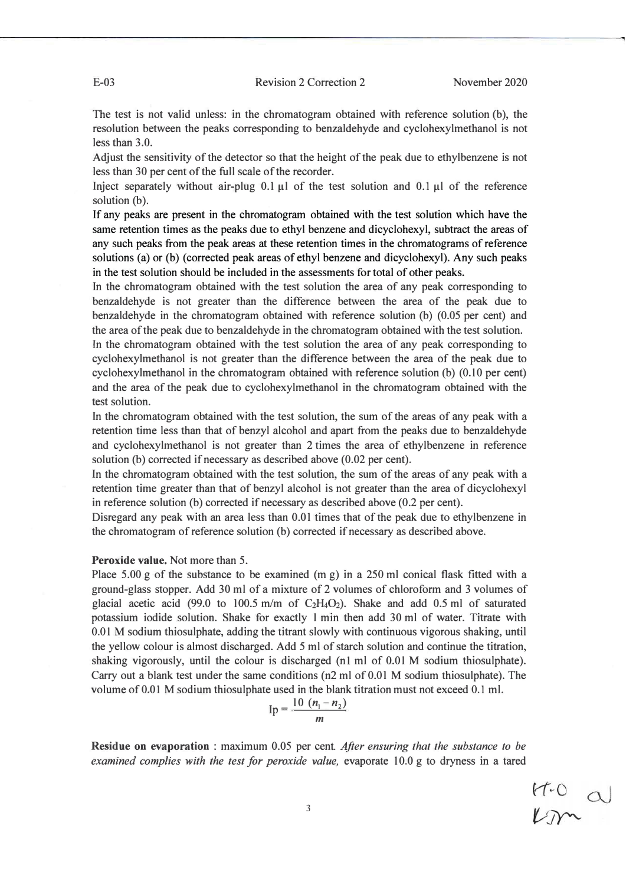The test is not valid unless: in the chromatogram obtained with reference solution (b), the resolution between the peaks corresponding to benzaldehyde and cyclohexylmethanol is not less than 3.0.

Adjust the sensitivity of the detector so that the height of the peak due to ethylbenzene is not less than 30 per cent of the full scale of the recorder.

Inject separately without air-plug 0.1 µl of the test solution and 0.1 µl of the reference solution (b).

**If any peaks are present in the chromatogram obtained with the test solution which have the same retention times as the peaks due to ethyl benzene and dicyclohexyl, subtract the areas of any such peaks from the peak areas at these retention times in the chromatograms of reference solutions (a) or (b) (corrected peak areas of ethyl benzene and dicyclohexyl). Any such peaks in the test solution should be included in the assessments for total of other peaks.**

In the chromatogram obtained with the test solution the area of any peak corresponding to benzaldehyde is not greater than the difference between the area of the peak due to benzaldehyde in the chromatogram obtained with reference solution (b) (0.05 per cent) and the area of the peak due to benzaldehyde in the chromatogram obtained with the test solution.

In the chromatogram obtained with the test solution the area of any peak corresponding to cyclohexylmethanol is not greater than the difference between the area of the peak due to cyclohexylmethanol in the chromatogram obtained with reference solution (b) (0.10 per cent) and the area of the peak due to cyclohexylmethanol in the chromatogram obtained with the test solution.

In the chromatogram obtained with the test solution, the sum of the areas of any peak with a retention time less than that of benzyl alcohol and apart from the peaks due to benzaldehyde and cyclohexylmethanol is not greater than 2 times the area of ethylbenzene in reference solution (b) corrected if necessary as described above (0.02 per cent).

In the chromatogram obtained with the test solution, the sum of the areas of any peak with a retention time greater than that of benzyl alcohol is not greater than the area of dicyclohexyl in reference solution (b) corrected if necessary as described above (0.2 per cent).

Disregard any peak with an area less than 0.01 times that of the peak due to ethylbenzene in the chromatogram of reference solution (b) corrected if necessary as described above.

**Peroxide value.** Not more than 5.

Place 5.00 g of the substance to be examined (m g) in a 250 ml conical flask fitted with a ground-glass stopper. Add 30 ml of a mixture of 2 volumes of chloroform and 3 volumes of glacial acetic acid (99.0 to 100.5 m/m of $C_2H_4O_2$). Shake and add 0.5 ml of saturated potassium iodide solution. Shake for exactly 1 min then add 30 ml of water. Titrate with 0.01 M sodium thiosulphate, adding the titrant slowly with continuous vigorous shaking, until the yellow colour is almost discharged. Add 5 ml of starch solution and continue the titration, shaking vigorously, until the colour is discharged (n1 ml of 0.01 M sodium thiosulphate). Carry out a blank test under the same conditions (n2 ml of 0.01 M sodium thiosulphate). The volume of 0.01 M sodium thiosulphate used in the blank titration must not exceed 0.1 ml.

$$I_p = \frac{10\ (n_1 - n_2)}{m}$$

**Residue on evaporation** : maximum 0.05 per cent. *After ensuring that the substance to be examined complies with the test for peroxide value,* evaporate 10.0 g to dryness in a tared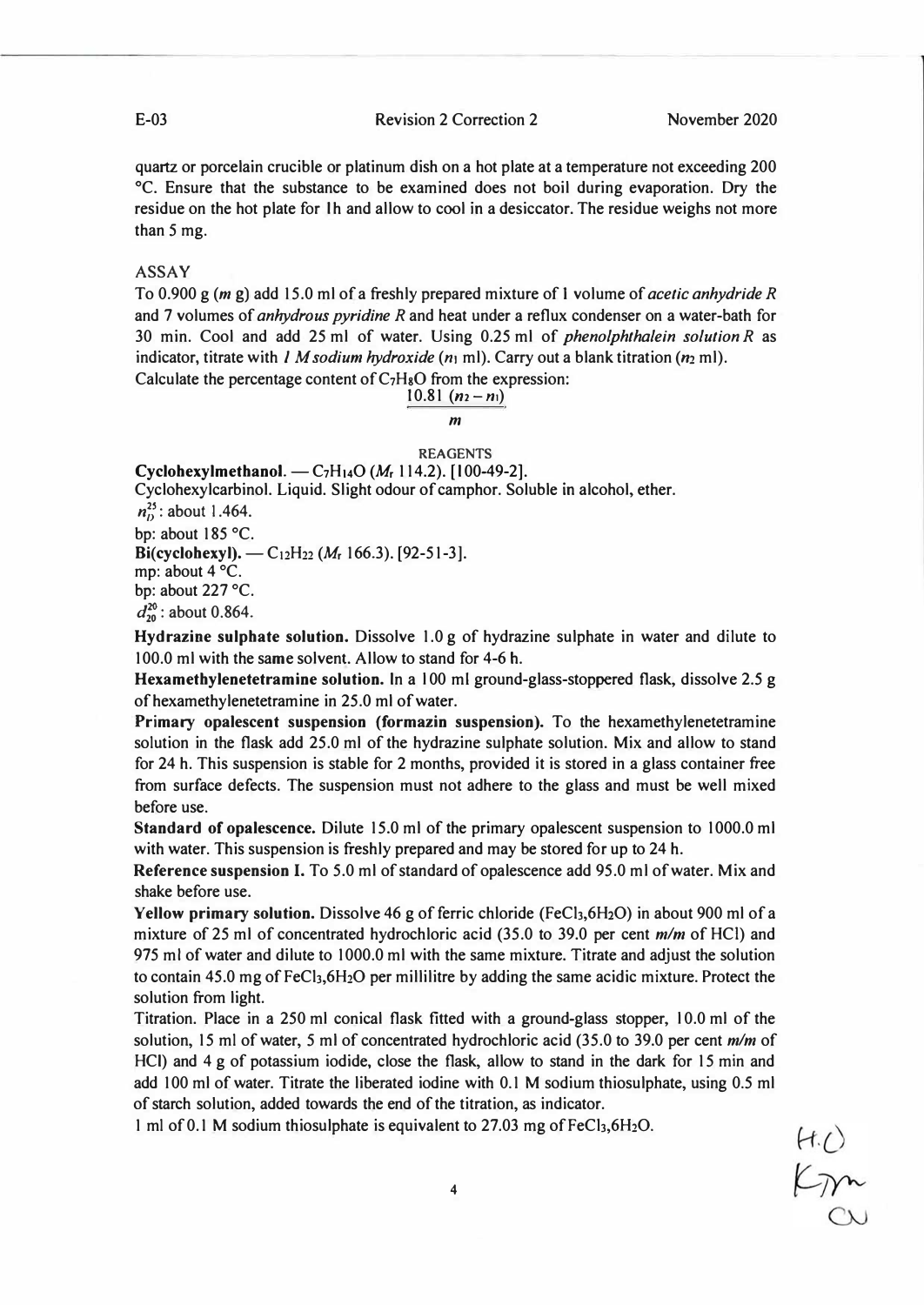quartz or porcelain crucible or platinum dish on a hot plate at a temperature not exceeding 200 °C. Ensure that the substance to be examined does not boil during evaporation. Dry the residue on the hot plate for 1 h and allow to cool in a desiccator. The residue weighs not more than 5 mg.

ASSAY

To 0.900 g (*m* g) add 15.0 ml of a freshly prepared mixture of 1 volume of *acetic anhydride R* and 7 volumes of *anhydrous pyridine R* and heat under a reflux condenser on a water-bath for 30 min. Cool and add 25 ml of water. Using 0.25 ml of *phenolphthalein solution R* as indicator, titrate with *1 M sodium hydroxide* ($n_1$ ml). Carry out a blank titration ($n_2$ ml).
Calculate the percentage content of $C_7H_8O$ from the expression:

$$\frac{10.81\ (n_2 - n_1)}{m}$$

REAGENTS

**Cyclohexylmethanol.** — $C_7H_{14}O$ ($M_r$ 114.2). [100-49-2].
Cyclohexylcarbinol. Liquid. Slight odour of camphor. Soluble in alcohol, ether.
$n_D^{25}$: about 1.464.
bp: about 185 °C.

**Bi(cyclohexyl).** — $C_{12}H_{22}$ ($M_r$ 166.3). [92-51-3].
mp: about 4 °C.
bp: about 227 °C.
$d_{20}^{20}$: about 0.864.

**Hydrazine sulphate solution.** Dissolve 1.0 g of hydrazine sulphate in water and dilute to 100.0 ml with the same solvent. Allow to stand for 4-6 h.

**Hexamethylenetetramine solution.** In a 100 ml ground-glass-stoppered flask, dissolve 2.5 g of hexamethylenetetramine in 25.0 ml of water.

**Primary opalescent suspension (formazin suspension).** To the hexamethylenetetramine solution in the flask add 25.0 ml of the hydrazine sulphate solution. Mix and allow to stand for 24 h. This suspension is stable for 2 months, provided it is stored in a glass container free from surface defects. The suspension must not adhere to the glass and must be well mixed before use.

**Standard of opalescence.** Dilute 15.0 ml of the primary opalescent suspension to 1000.0 ml with water. This suspension is freshly prepared and may be stored for up to 24 h.

**Reference suspension I.** To 5.0 ml of standard of opalescence add 95.0 ml of water. Mix and shake before use.

**Yellow primary solution.** Dissolve 46 g of ferric chloride ($FeCl_3,6H_2O$) in about 900 ml of a mixture of 25 ml of concentrated hydrochloric acid (35.0 to 39.0 per cent *m/m* of HCl) and 975 ml of water and dilute to 1000.0 ml with the same mixture. Titrate and adjust the solution to contain 45.0 mg of $FeCl_3,6H_2O$ per millilitre by adding the same acidic mixture. Protect the solution from light.

Titration. Place in a 250 ml conical flask fitted with a ground-glass stopper, 10.0 ml of the solution, 15 ml of water, 5 ml of concentrated hydrochloric acid (35.0 to 39.0 per cent *m/m* of HCl) and 4 g of potassium iodide, close the flask, allow to stand in the dark for 15 min and add 100 ml of water. Titrate the liberated iodine with 0.1 M sodium thiosulphate, using 0.5 ml of starch solution, added towards the end of the titration, as indicator.

1 ml of 0.1 M sodium thiosulphate is equivalent to 27.03 mg of $FeCl_3,6H_2O$.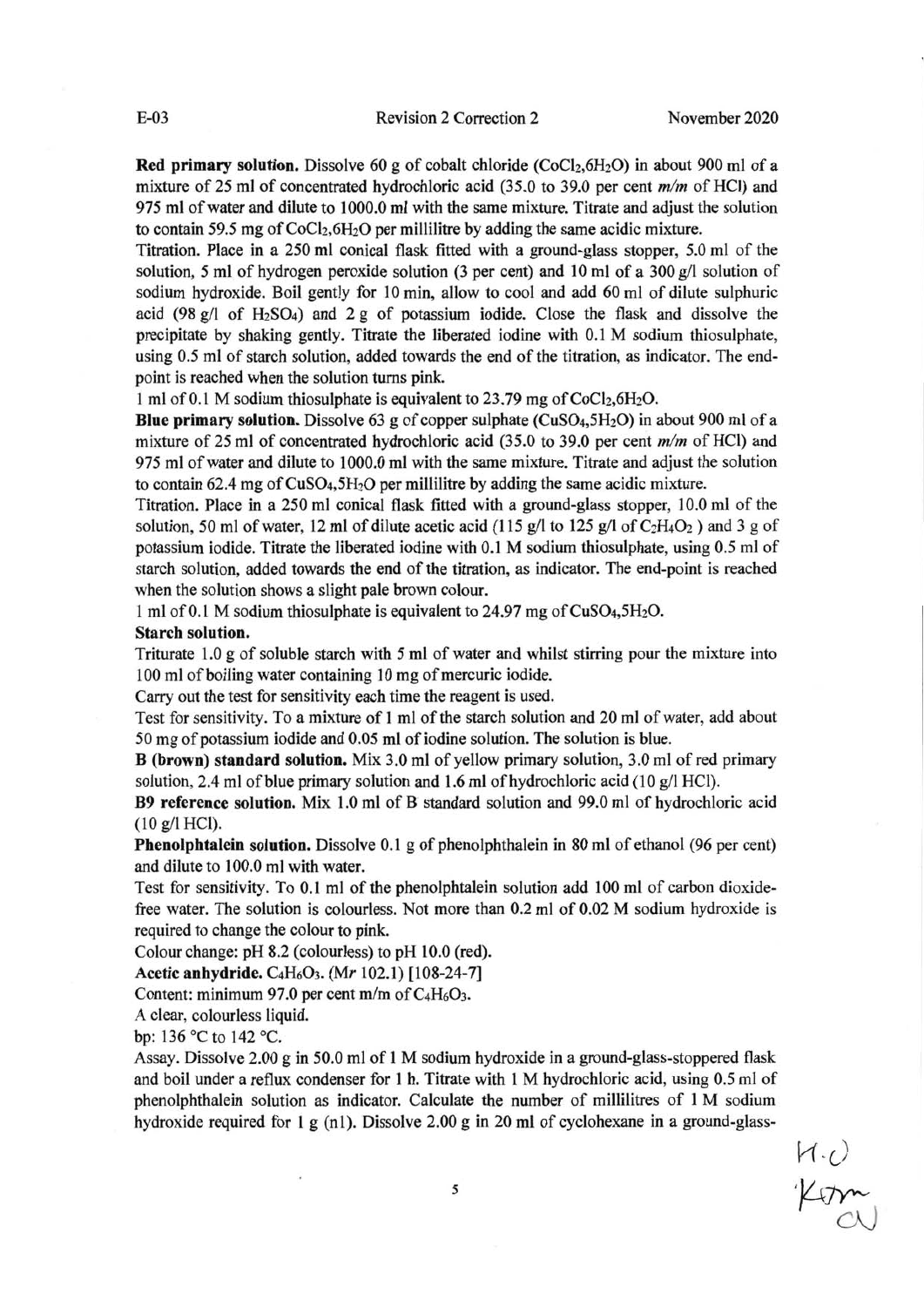**Red primary solution.** Dissolve 60 g of cobalt chloride ($CoCl_2,6H_2O$) in about 900 ml of a mixture of 25 ml of concentrated hydrochloric acid (35.0 to 39.0 per cent *m/m* of HCl) and 975 ml of water and dilute to 1000.0 ml with the same mixture. Titrate and adjust the solution to contain 59.5 mg of $CoCl_2,6H_2O$ per millilitre by adding the same acidic mixture.

Titration. Place in a 250 ml conical flask fitted with a ground-glass stopper, 5.0 ml of the solution, 5 ml of hydrogen peroxide solution (3 per cent) and 10 ml of a 300 g/l solution of sodium hydroxide. Boil gently for 10 min, allow to cool and add 60 ml of dilute sulphuric acid (98 g/l of $H_2SO_4$) and 2 g of potassium iodide. Close the flask and dissolve the precipitate by shaking gently. Titrate the liberated iodine with 0.1 M sodium thiosulphate, using 0.5 ml of starch solution, added towards the end of the titration, as indicator. The end-point is reached when the solution turns pink.

1 ml of 0.1 M sodium thiosulphate is equivalent to 23.79 mg of $CoCl_2,6H_2O$.

**Blue primary solution.** Dissolve 63 g of copper sulphate ($CuSO_4,5H_2O$) in about 900 ml of a mixture of 25 ml of concentrated hydrochloric acid (35.0 to 39.0 per cent *m/m* of HCl) and 975 ml of water and dilute to 1000.0 ml with the same mixture. Titrate and adjust the solution to contain 62.4 mg of $CuSO_4,5H_2O$ per millilitre by adding the same acidic mixture.

Titration. Place in a 250 ml conical flask fitted with a ground-glass stopper, 10.0 ml of the solution, 50 ml of water, 12 ml of dilute acetic acid (115 g/l to 125 g/l of $C_2H_4O_2$ ) and 3 g of potassium iodide. Titrate the liberated iodine with 0.1 M sodium thiosulphate, using 0.5 ml of starch solution, added towards the end of the titration, as indicator. The end-point is reached when the solution shows a slight pale brown colour.

1 ml of 0.1 M sodium thiosulphate is equivalent to 24.97 mg of $CuSO_4,5H_2O$.

**Starch solution.**

Triturate 1.0 g of soluble starch with 5 ml of water and whilst stirring pour the mixture into 100 ml of boiling water containing 10 mg of mercuric iodide.

Carry out the test for sensitivity each time the reagent is used.

Test for sensitivity. To a mixture of 1 ml of the starch solution and 20 ml of water, add about 50 mg of potassium iodide and 0.05 ml of iodine solution. The solution is blue.

**B (brown) standard solution.** Mix 3.0 ml of yellow primary solution, 3.0 ml of red primary solution, 2.4 ml of blue primary solution and 1.6 ml of hydrochloric acid (10 g/l HCl).

**B9 reference solution.** Mix 1.0 ml of B standard solution and 99.0 ml of hydrochloric acid (10 g/l HCl).

**Phenolphtalein solution.** Dissolve 0.1 g of phenolphthalein in 80 ml of ethanol (96 per cent) and dilute to 100.0 ml with water.

Test for sensitivity. To 0.1 ml of the phenolphtalein solution add 100 ml of carbon dioxide-free water. The solution is colourless. Not more than 0.2 ml of 0.02 M sodium hydroxide is required to change the colour to pink.

Colour change: pH 8.2 (colourless) to pH 10.0 (red).

**Acetic anhydride.** $C_4H_6O_3$. (*Mr* 102.1) [108-24-7]

Content: minimum 97.0 per cent m/m of $C_4H_6O_3$.

A clear, colourless liquid.

bp: 136 °C to 142 °C.

Assay. Dissolve 2.00 g in 50.0 ml of 1 M sodium hydroxide in a ground-glass-stoppered flask and boil under a reflux condenser for 1 h. Titrate with 1 M hydrochloric acid, using 0.5 ml of phenolphthalein solution as indicator. Calculate the number of millilitres of 1 M sodium hydroxide required for 1 g (n1). Dissolve 2.00 g in 20 ml of cyclohexane in a ground-glass-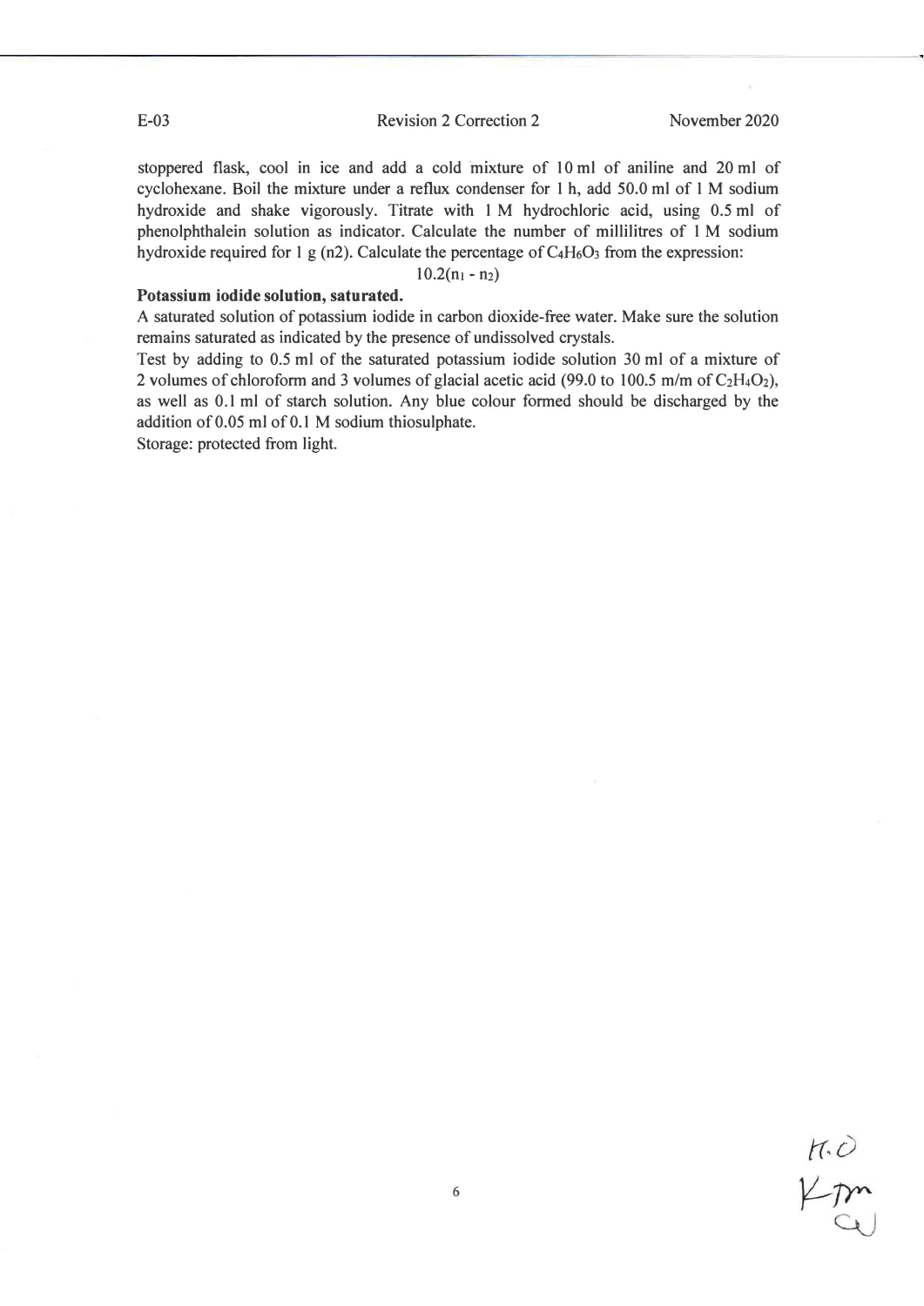stoppered flask, cool in ice and add a cold mixture of 10 ml of aniline and 20 ml of cyclohexane. Boil the mixture under a reflux condenser for 1 h, add 50.0 ml of 1 M sodium hydroxide and shake vigorously. Titrate with 1 M hydrochloric acid, using 0.5 ml of phenolphthalein solution as indicator. Calculate the number of millilitres of 1 M sodium hydroxide required for 1 g (n2). Calculate the percentage of $C_4H_6O_3$ from the expression:

$$10.2(n_1 - n_2)$$

**Potassium iodide solution, saturated.**

A saturated solution of potassium iodide in carbon dioxide-free water. Make sure the solution remains saturated as indicated by the presence of undissolved crystals.

Test by adding to 0.5 ml of the saturated potassium iodide solution 30 ml of a mixture of 2 volumes of chloroform and 3 volumes of glacial acetic acid (99.0 to 100.5 m/m of $C_2H_4O_2$), as well as 0.1 ml of starch solution. Any blue colour formed should be discharged by the addition of 0.05 ml of 0.1 M sodium thiosulphate.

Storage: protected from light.